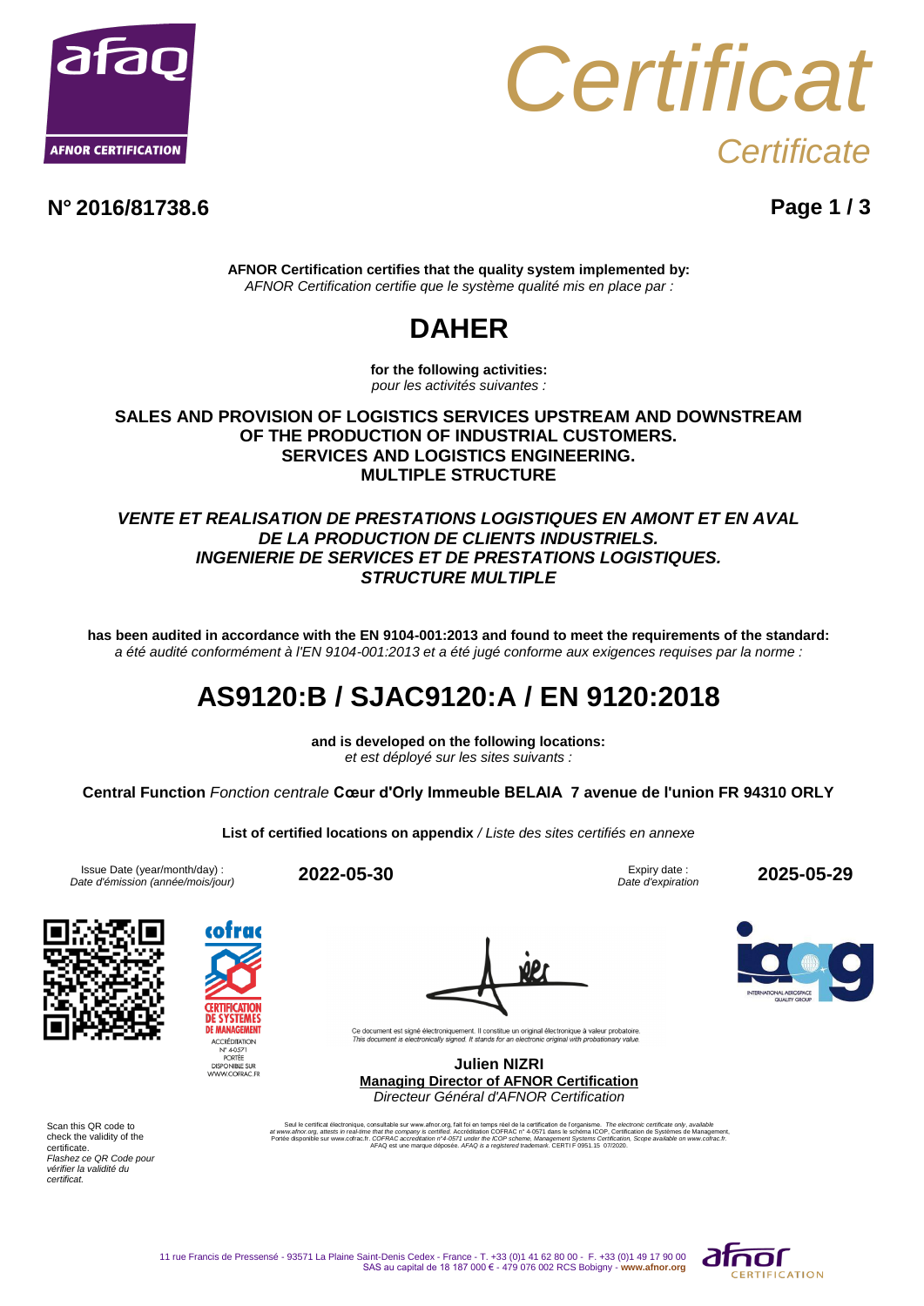# Certificat

*Certificate*

**N° 2016/81738.6**

**AFNOR Certification certifies that the quality system implemented by:**
*AFNOR Certification certifie que le système qualité mis en place par :*

# DAHER

**for the following activities:**
*pour les activités suivantes :*

**SALES AND PROVISION OF LOGISTICS SERVICES UPSTREAM AND DOWNSTREAM OF THE PRODUCTION OF INDUSTRIAL CUSTOMERS.
SERVICES AND LOGISTICS ENGINEERING.
MULTIPLE STRUCTURE**

***VENTE ET REALISATION DE PRESTATIONS LOGISTIQUES EN AMONT ET EN AVAL DE LA PRODUCTION DE CLIENTS INDUSTRIELS.
INGENIERIE DE SERVICES ET DE PRESTATIONS LOGISTIQUES.
STRUCTURE MULTIPLE***

**has been audited in accordance with the EN 9104-001:2013 and found to meet the requirements of the standard:**
*a été audité conformément à l'EN 9104-001:2013 et a été jugé conforme aux exigences requises par la norme :*

# AS9120:B / SJAC9120:A / EN 9120:2018

**and is developed on the following locations:**
*et est déployé sur les sites suivants :*

**Central Function** *Fonction centrale* **Cœur d'Orly Immeuble BELAIA 7 avenue de l'union FR 94310 ORLY**

**List of certified locations on appendix** / *Liste des sites certifiés en annexe*

Issue Date (year/month/day) : *Date d'émission (année/mois/jour)* **2022-05-30**

Expiry date : *Date d'expiration* **2025-05-29**

Ce document est signé électroniquement. Il constitue un original électronique à valeur probatoire.
*This document is electronically signed. It stands for an electronic original with probationary value.*

**Julien NIZRI**
**Managing Director of AFNOR Certification**
*Directeur Général d'AFNOR Certification*

cofrac CERTIFICATION DE SYSTEMES DE MANAGEMENT
ACCRÉDITATION N° 4-0571
PORTÉE DISPONIBLE SUR WWW.COFRAC.FR

Scan this QR code to check the validity of the certificate.
*Flashez ce QR Code pour vérifier la validité du certificat.*

Seul le certificat électronique, consultable sur www.afnor.org, fait foi en temps réel de la certification de l'organisme. *The electronic certificate only, available at www.afnor.org, attests in real-time that the company is certified.* Accréditation COFRAC n° 4-0571 dans le schéma ICOP, Certification de Systèmes de Management, Portée disponible sur www.cofrac.fr. *COFRAC accreditation n°4-0571 under the ICOP scheme, Management Systems Certification, Scope available on www.cofrac.fr.* AFAQ est une marque déposée. *AFAQ is a registered trademark.* CERTI F 0951.15 07/2020.

11 rue Francis de Pressensé - 93571 La Plaine Saint-Denis Cedex - France - T. +33 (0)1 41 62 80 00 - F. +33 (0)1 49 17 90 00
SAS au capital de 18 187 000 € - 479 076 002 RCS Bobigny - **www.afnor.org**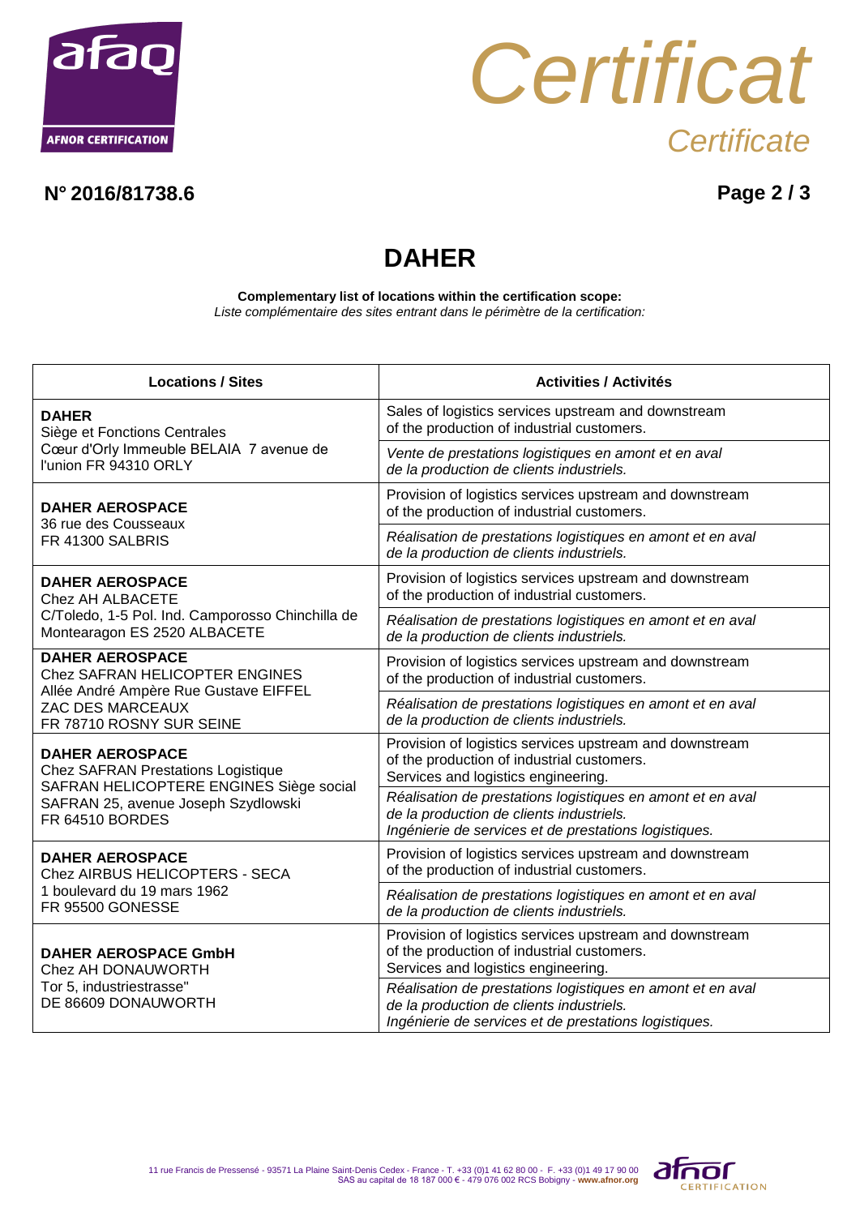# Certificat

*Certificate*

**N° 2016/81738.6**

## DAHER

**Complementary list of locations within the certification scope:**
*Liste complémentaire des sites entrant dans le périmètre de la certification:*

| Locations / Sites | Activities / Activités |
|---|---|
| **DAHER**<br>Siège et Fonctions Centrales<br>Cœur d'Orly Immeuble BELAIA 7 avenue de l'union FR 94310 ORLY | Sales of logistics services upstream and downstream of the production of industrial customers.<br>*Vente de prestations logistiques en amont et en aval de la production de clients industriels.* |
| **DAHER AEROSPACE**<br>36 rue des Cousseaux<br>FR 41300 SALBRIS | Provision of logistics services upstream and downstream of the production of industrial customers.<br>*Réalisation de prestations logistiques en amont et en aval de la production de clients industriels.* |
| **DAHER AEROSPACE**<br>Chez AH ALBACETE<br>C/Toledo, 1-5 Pol. Ind. Camporosso Chinchilla de Montearagon ES 2520 ALBACETE | Provision of logistics services upstream and downstream of the production of industrial customers.<br>*Réalisation de prestations logistiques en amont et en aval de la production de clients industriels.* |
| **DAHER AEROSPACE**<br>Chez SAFRAN HELICOPTER ENGINES<br>Allée André Ampère Rue Gustave EIFFEL<br>ZAC DES MARCEAUX<br>FR 78710 ROSNY SUR SEINE | Provision of logistics services upstream and downstream of the production of industrial customers.<br>*Réalisation de prestations logistiques en amont et en aval de la production de clients industriels.* |
| **DAHER AEROSPACE**<br>Chez SAFRAN Prestations Logistique<br>SAFRAN HELICOPTERE ENGINES Siège social SAFRAN 25, avenue Joseph Szydlowski<br>FR 64510 BORDES | Provision of logistics services upstream and downstream of the production of industrial customers.<br>Services and logistics engineering.<br>*Réalisation de prestations logistiques en amont et en aval de la production de clients industriels.*<br>*Ingénierie de services et de prestations logistiques.* |
| **DAHER AEROSPACE**<br>Chez AIRBUS HELICOPTERS - SECA<br>1 boulevard du 19 mars 1962<br>FR 95500 GONESSE | Provision of logistics services upstream and downstream of the production of industrial customers.<br>*Réalisation de prestations logistiques en amont et en aval de la production de clients industriels.* |
| **DAHER AEROSPACE GmbH**<br>Chez AH DONAUWORTH<br>Tor 5, industriestrasse"<br>DE 86609 DONAUWORTH | Provision of logistics services upstream and downstream of the production of industrial customers.<br>Services and logistics engineering.<br>*Réalisation de prestations logistiques en amont et en aval de la production de clients industriels.*<br>*Ingénierie de services et de prestations logistiques.* |

11 rue Francis de Pressensé - 93571 La Plaine Saint-Denis Cedex - France - T. +33 (0)1 41 62 80 00 - F. +33 (0)1 49 17 90 00
SAS au capital de 18 187 000 € - 479 076 002 RCS Bobigny - **www.afnor.org**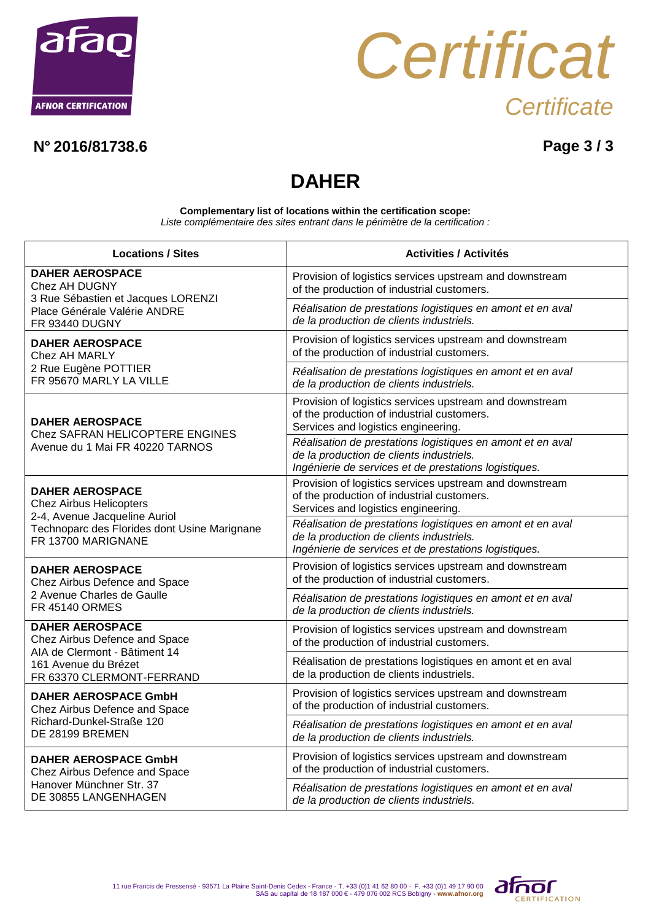# Certificat

*Certificate*

**N° 2016/81738.6**

# DAHER

**Complementary list of locations within the certification scope:**
*Liste complémentaire des sites entrant dans le périmètre de la certification :*

| Locations / Sites | Activities / Activités |
|---|---|
| **DAHER AEROSPACE**<br>Chez AH DUGNY<br>3 Rue Sébastien et Jacques LORENZI<br>Place Générale Valérie ANDRE<br>FR 93440 DUGNY | Provision of logistics services upstream and downstream of the production of industrial customers.<br>*Réalisation de prestations logistiques en amont et en aval de la production de clients industriels.* |
| **DAHER AEROSPACE**<br>Chez AH MARLY<br>2 Rue Eugène POTTIER<br>FR 95670 MARLY LA VILLE | Provision of logistics services upstream and downstream of the production of industrial customers.<br>*Réalisation de prestations logistiques en amont et en aval de la production de clients industriels.* |
| **DAHER AEROSPACE**<br>Chez SAFRAN HELICOPTERE ENGINES<br>Avenue du 1 Mai FR 40220 TARNOS | Provision of logistics services upstream and downstream of the production of industrial customers.<br>Services and logistics engineering.<br>*Réalisation de prestations logistiques en amont et en aval de la production de clients industriels.*<br>*Ingénierie de services et de prestations logistiques.* |
| **DAHER AEROSPACE**<br>Chez Airbus Helicopters<br>2-4, Avenue Jacqueline Auriol<br>Technoparc des Florides dont Usine Marignane<br>FR 13700 MARIGNANE | Provision of logistics services upstream and downstream of the production of industrial customers.<br>Services and logistics engineering.<br>*Réalisation de prestations logistiques en amont et en aval de la production de clients industriels.*<br>*Ingénierie de services et de prestations logistiques.* |
| **DAHER AEROSPACE**<br>Chez Airbus Defence and Space<br>2 Avenue Charles de Gaulle<br>FR 45140 ORMES | Provision of logistics services upstream and downstream of the production of industrial customers.<br>*Réalisation de prestations logistiques en amont et en aval de la production de clients industriels.* |
| **DAHER AEROSPACE**<br>Chez Airbus Defence and Space<br>AIA de Clermont - Bâtiment 14<br>161 Avenue du Brézet<br>FR 63370 CLERMONT-FERRAND | Provision of logistics services upstream and downstream of the production of industrial customers.<br>Réalisation de prestations logistiques en amont et en aval de la production de clients industriels. |
| **DAHER AEROSPACE GmbH**<br>Chez Airbus Defence and Space<br>Richard-Dunkel-Straße 120<br>DE 28199 BREMEN | Provision of logistics services upstream and downstream of the production of industrial customers.<br>*Réalisation de prestations logistiques en amont et en aval de la production de clients industriels.* |
| **DAHER AEROSPACE GmbH**<br>Chez Airbus Defence and Space<br>Hanover Münchner Str. 37<br>DE 30855 LANGENHAGEN | Provision of logistics services upstream and downstream of the production of industrial customers.<br>*Réalisation de prestations logistiques en amont et en aval de la production de clients industriels.* |

11 rue Francis de Pressensé - 93571 La Plaine Saint-Denis Cedex - France - T. +33 (0)1 41 62 80 00 - F. +33 (0)1 49 17 90 00
SAS au capital de 18 187 000 € - 479 076 002 RCS Bobigny - **www.afnor.org**